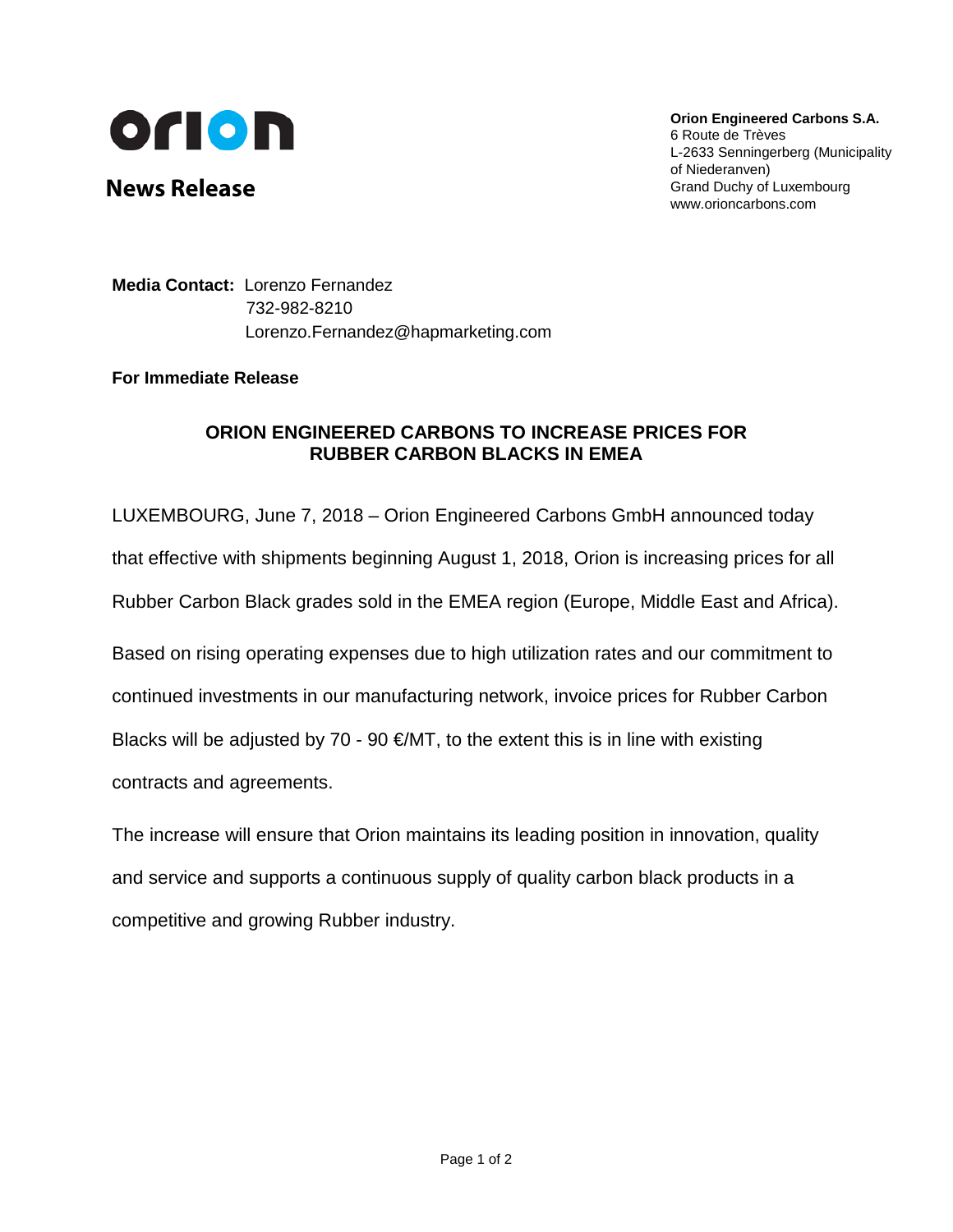orion

**News Release**

**Orion Engineered Carbons S.A.**
6 Route de Trèves
L-2633 Senningerberg (Municipality of Niederanven)
Grand Duchy of Luxembourg
www.orioncarbons.com

**Media Contact:** Lorenzo Fernandez
732-982-8210
Lorenzo.Fernandez@hapmarketing.com

**For Immediate Release**

## ORION ENGINEERED CARBONS TO INCREASE PRICES FOR RUBBER CARBON BLACKS IN EMEA

LUXEMBOURG, June 7, 2018 – Orion Engineered Carbons GmbH announced today that effective with shipments beginning August 1, 2018, Orion is increasing prices for all Rubber Carbon Black grades sold in the EMEA region (Europe, Middle East and Africa).

Based on rising operating expenses due to high utilization rates and our commitment to continued investments in our manufacturing network, invoice prices for Rubber Carbon Blacks will be adjusted by 70 - 90 €/MT, to the extent this is in line with existing contracts and agreements.

The increase will ensure that Orion maintains its leading position in innovation, quality and service and supports a continuous supply of quality carbon black products in a competitive and growing Rubber industry.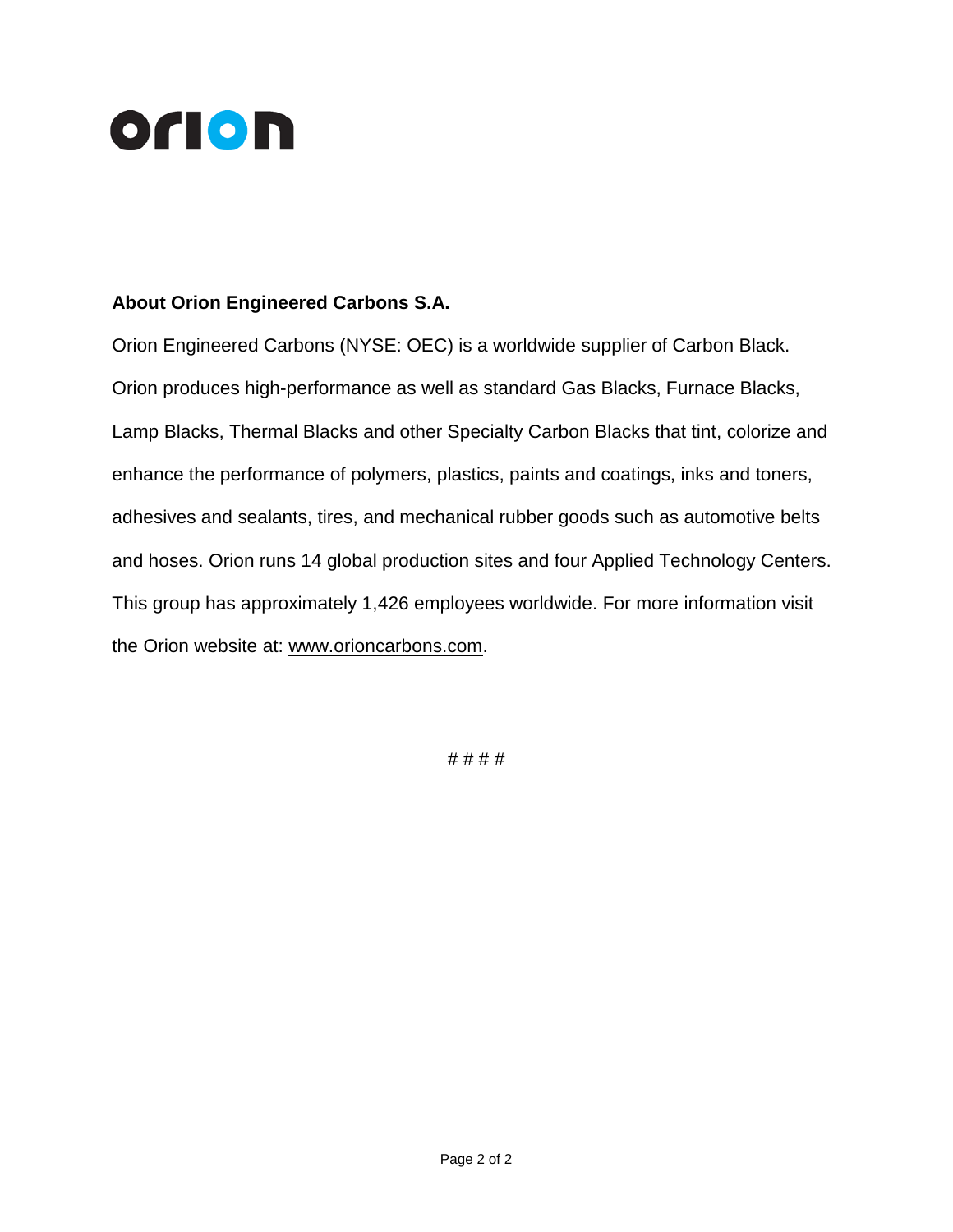**About Orion Engineered Carbons S.A.**

Orion Engineered Carbons (NYSE: OEC) is a worldwide supplier of Carbon Black. Orion produces high-performance as well as standard Gas Blacks, Furnace Blacks, Lamp Blacks, Thermal Blacks and other Specialty Carbon Blacks that tint, colorize and enhance the performance of polymers, plastics, paints and coatings, inks and toners, adhesives and sealants, tires, and mechanical rubber goods such as automotive belts and hoses. Orion runs 14 global production sites and four Applied Technology Centers. This group has approximately 1,426 employees worldwide. For more information visit the Orion website at: www.orioncarbons.com.

# # # #